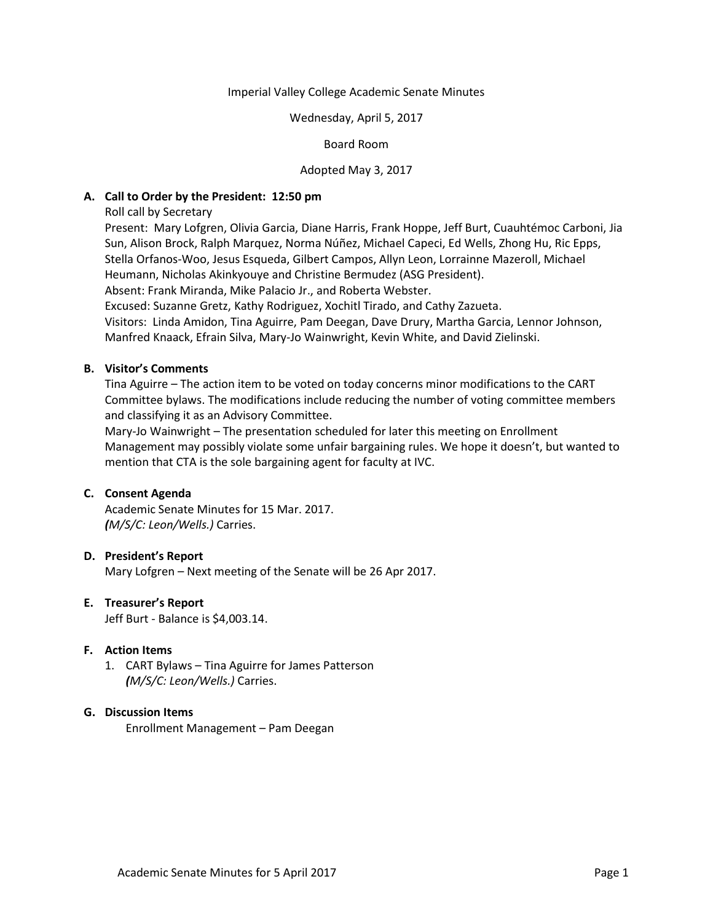Imperial Valley College Academic Senate Minutes

Wednesday, April 5, 2017

Board Room

Adopted May 3, 2017

**A. Call to Order by the President: 12:50 pm**

Roll call by Secretary

Present: Mary Lofgren, Olivia Garcia, Diane Harris, Frank Hoppe, Jeff Burt, Cuauhtémoc Carboni, Jia Sun, Alison Brock, Ralph Marquez, Norma Núñez, Michael Capeci, Ed Wells, Zhong Hu, Ric Epps, Stella Orfanos-Woo, Jesus Esqueda, Gilbert Campos, Allyn Leon, Lorrainne Mazeroll, Michael Heumann, Nicholas Akinkyouye and Christine Bermudez (ASG President).

Absent: Frank Miranda, Mike Palacio Jr., and Roberta Webster.

Excused: Suzanne Gretz, Kathy Rodriguez, Xochitl Tirado, and Cathy Zazueta.

Visitors: Linda Amidon, Tina Aguirre, Pam Deegan, Dave Drury, Martha Garcia, Lennor Johnson, Manfred Knaack, Efrain Silva, Mary-Jo Wainwright, Kevin White, and David Zielinski.

**B. Visitor's Comments**

Tina Aguirre – The action item to be voted on today concerns minor modifications to the CART Committee bylaws. The modifications include reducing the number of voting committee members and classifying it as an Advisory Committee.

Mary-Jo Wainwright – The presentation scheduled for later this meeting on Enrollment Management may possibly violate some unfair bargaining rules. We hope it doesn't, but wanted to mention that CTA is the sole bargaining agent for faculty at IVC.

**C. Consent Agenda**

Academic Senate Minutes for 15 Mar. 2017.

***(M/S/C: Leon/Wells.)*** Carries.

**D. President's Report**

Mary Lofgren – Next meeting of the Senate will be 26 Apr 2017.

**E. Treasurer's Report**

Jeff Burt - Balance is $4,003.14.

**F. Action Items**

1. CART Bylaws – Tina Aguirre for James Patterson
   ***(M/S/C: Leon/Wells.)*** Carries.

**G. Discussion Items**

Enrollment Management – Pam Deegan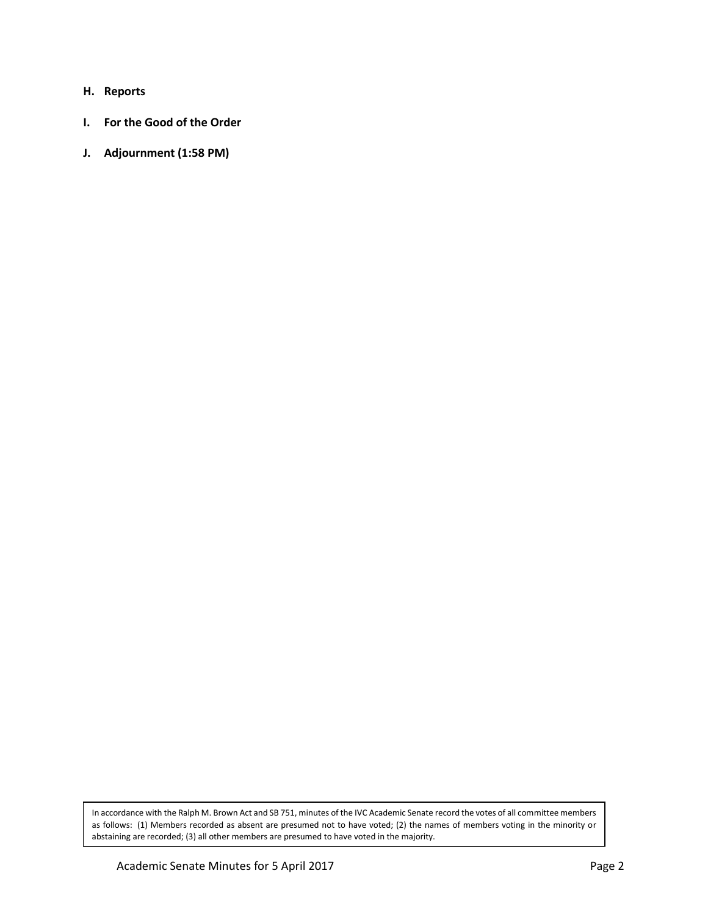**H. Reports**

**I. For the Good of the Order**

**J. Adjournment (1:58 PM)**

In accordance with the Ralph M. Brown Act and SB 751, minutes of the IVC Academic Senate record the votes of all committee members as follows: (1) Members recorded as absent are presumed not to have voted; (2) the names of members voting in the minority or abstaining are recorded; (3) all other members are presumed to have voted in the majority.